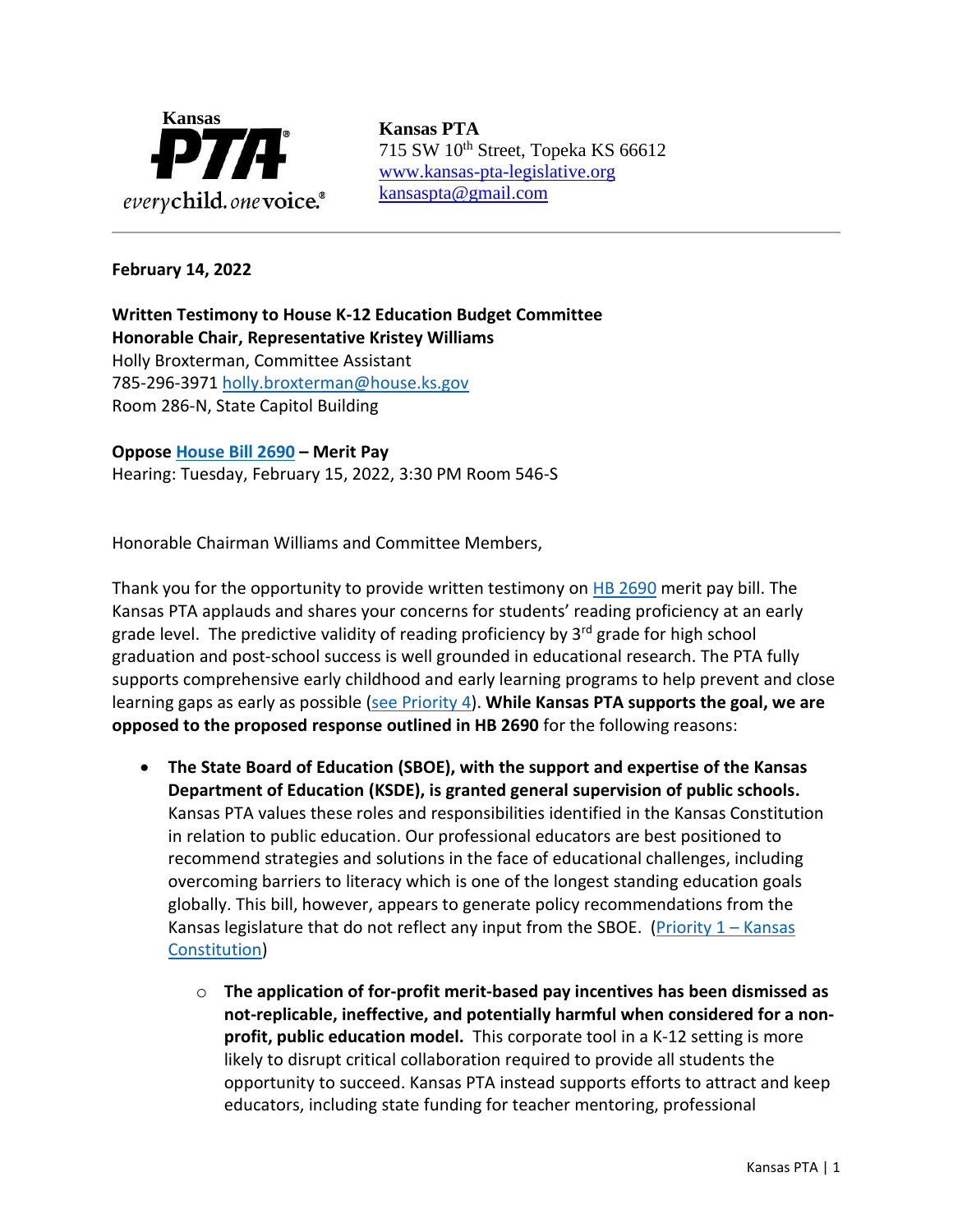Kansas PTA everychild. onevoice.

**Kansas PTA**
715 SW 10th Street, Topeka KS 66612
[www.kansas-pta-legislative.org](http://www.kansas-pta-legislative.org)
[kansaspta@gmail.com](mailto:kansaspta@gmail.com)

---

**February 14, 2022**

**Written Testimony to House K-12 Education Budget Committee**
**Honorable Chair, Representative Kristey Williams**
Holly Broxterman, Committee Assistant
785-296-3971 [holly.broxterman@house.ks.gov](mailto:holly.broxterman@house.ks.gov)
Room 286-N, State Capitol Building

**Oppose [House Bill 2690](#) – Merit Pay**
Hearing: Tuesday, February 15, 2022, 3:30 PM Room 546-S

Honorable Chairman Williams and Committee Members,

Thank you for the opportunity to provide written testimony on [HB 2690](#) merit pay bill. The Kansas PTA applauds and shares your concerns for students' reading proficiency at an early grade level. The predictive validity of reading proficiency by 3rd grade for high school graduation and post-school success is well grounded in educational research. The PTA fully supports comprehensive early childhood and early learning programs to help prevent and close learning gaps as early as possible ([see Priority 4](#)). **While Kansas PTA supports the goal, we are opposed to the proposed response outlined in HB 2690** for the following reasons:

- **The State Board of Education (SBOE), with the support and expertise of the Kansas Department of Education (KSDE), is granted general supervision of public schools.** Kansas PTA values these roles and responsibilities identified in the Kansas Constitution in relation to public education. Our professional educators are best positioned to recommend strategies and solutions in the face of educational challenges, including overcoming barriers to literacy which is one of the longest standing education goals globally. This bill, however, appears to generate policy recommendations from the Kansas legislature that do not reflect any input from the SBOE. ([Priority 1 – Kansas Constitution](#))
    - **The application of for-profit merit-based pay incentives has been dismissed as not-replicable, ineffective, and potentially harmful when considered for a non-profit, public education model.** This corporate tool in a K-12 setting is more likely to disrupt critical collaboration required to provide all students the opportunity to succeed. Kansas PTA instead supports efforts to attract and keep educators, including state funding for teacher mentoring, professional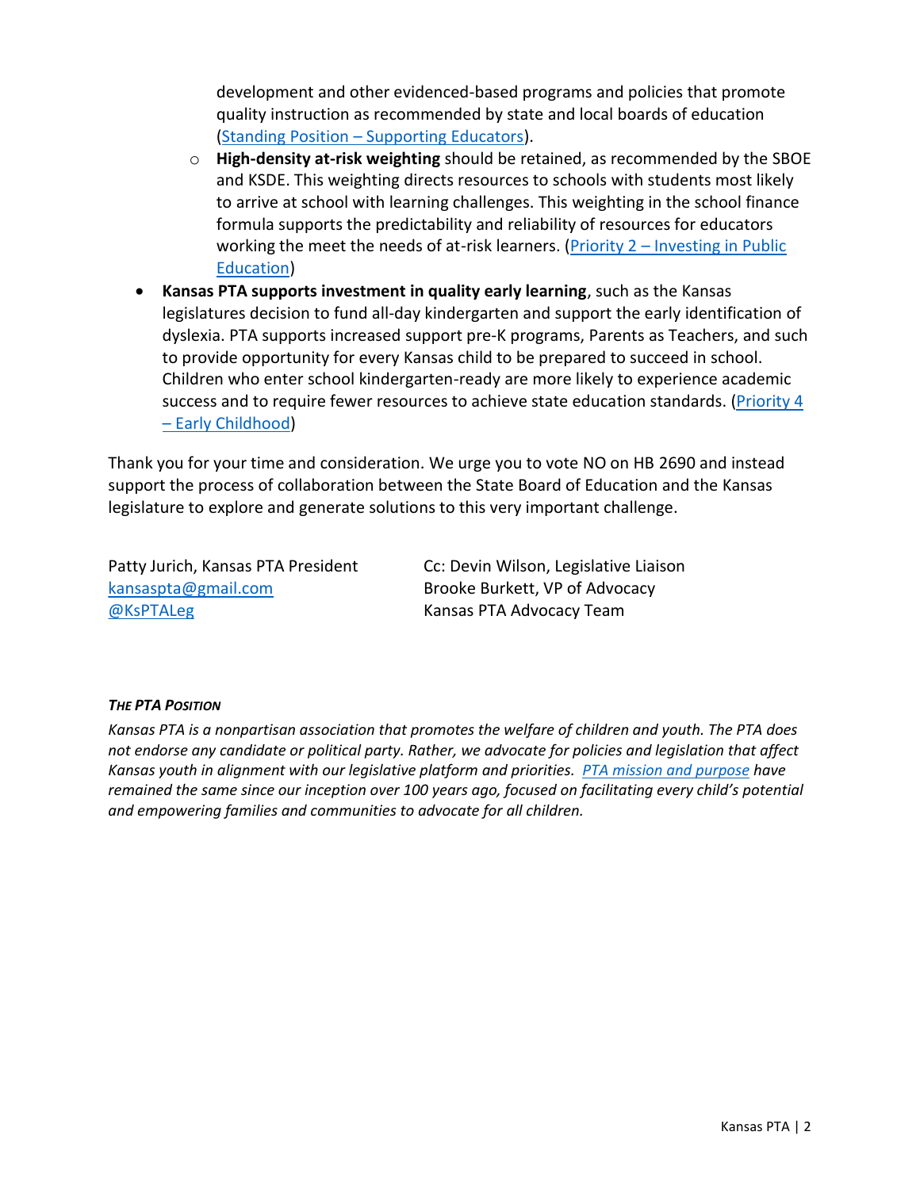development and other evidenced-based programs and policies that promote quality instruction as recommended by state and local boards of education (Standing Position – Supporting Educators).

  - **High-density at-risk weighting** should be retained, as recommended by the SBOE and KSDE. This weighting directs resources to schools with students most likely to arrive at school with learning challenges. This weighting in the school finance formula supports the predictability and reliability of resources for educators working the meet the needs of at-risk learners. (Priority 2 – Investing in Public Education)

- **Kansas PTA supports investment in quality early learning**, such as the Kansas legislatures decision to fund all-day kindergarten and support the early identification of dyslexia. PTA supports increased support pre-K programs, Parents as Teachers, and such to provide opportunity for every Kansas child to be prepared to succeed in school. Children who enter school kindergarten-ready are more likely to experience academic success and to require fewer resources to achieve state education standards. (Priority 4 – Early Childhood)

Thank you for your time and consideration. We urge you to vote NO on HB 2690 and instead support the process of collaboration between the State Board of Education and the Kansas legislature to explore and generate solutions to this very important challenge.

Patty Jurich, Kansas PTA President
kansaspta@gmail.com
@KsPTALeg

Cc: Devin Wilson, Legislative Liaison
Brooke Burkett, VP of Advocacy
Kansas PTA Advocacy Team

***THE PTA POSITION***

*Kansas PTA is a nonpartisan association that promotes the welfare of children and youth. The PTA does not endorse any candidate or political party. Rather, we advocate for policies and legislation that affect Kansas youth in alignment with our legislative platform and priorities. PTA mission and purpose have remained the same since our inception over 100 years ago, focused on facilitating every child's potential and empowering families and communities to advocate for all children.*